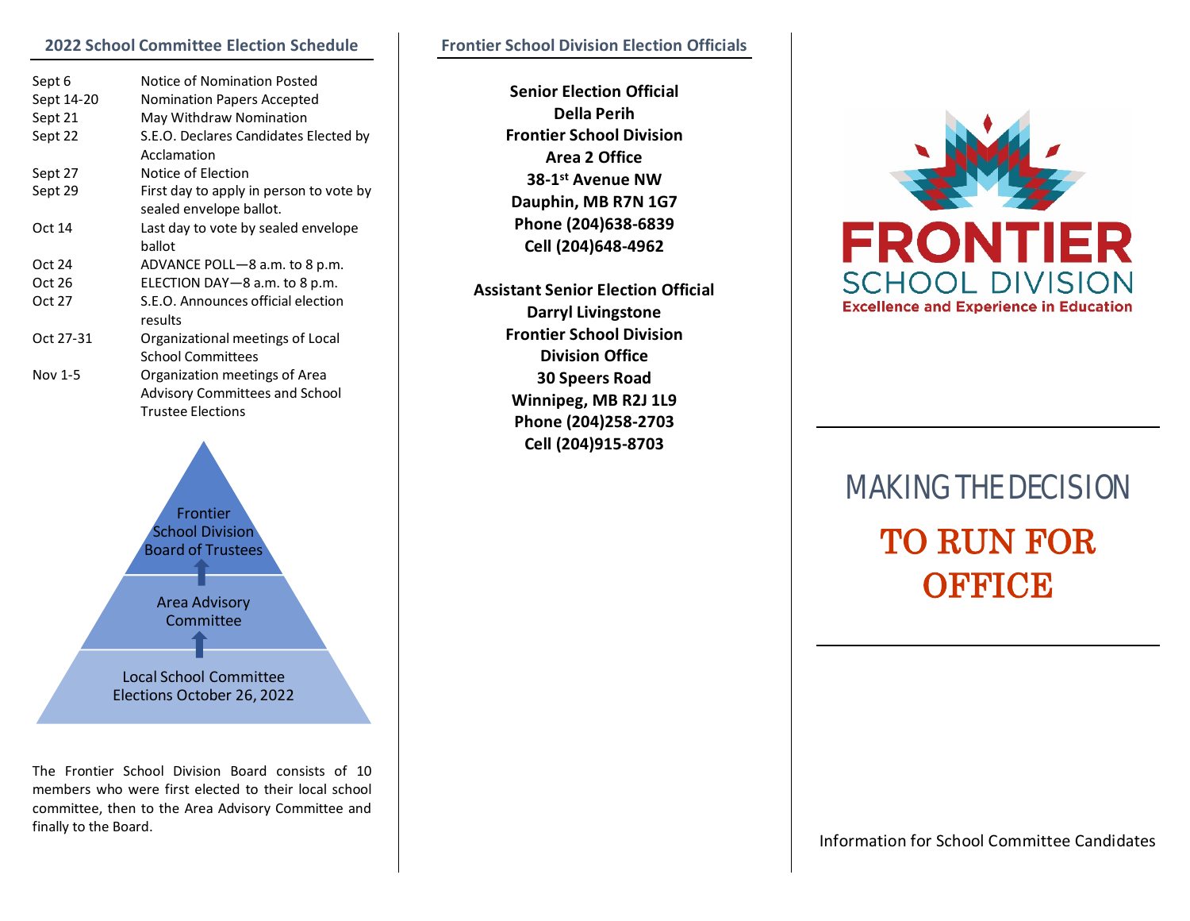## 2022 School Committee Election Schedule

| | |
|---|---|
| Sept 6 | Notice of Nomination Posted |
| Sept 14-20 | Nomination Papers Accepted |
| Sept 21 | May Withdraw Nomination |
| Sept 22 | S.E.O. Declares Candidates Elected by Acclamation |
| Sept 27 | Notice of Election |
| Sept 29 | First day to apply in person to vote by sealed envelope ballot. |
| Oct 14 | Last day to vote by sealed envelope ballot |
| Oct 24 | ADVANCE POLL—8 a.m. to 8 p.m. |
| Oct 26 | ELECTION DAY—8 a.m. to 8 p.m. |
| Oct 27 | S.E.O. Announces official election results |
| Oct 27-31 | Organizational meetings of Local School Committees |
| Nov 1-5 | Organization meetings of Area Advisory Committees and School Trustee Elections |

Frontier School Division Board of Trustees

↑

Area Advisory Committee

↑

Local School Committee Elections October 26, 2022

The Frontier School Division Board consists of 10 members who were first elected to their local school committee, then to the Area Advisory Committee and finally to the Board.

## Frontier School Division Election Officials

**Senior Election Official**
**Della Perih**
**Frontier School Division**
**Area 2 Office**
**38-1st Avenue NW**
**Dauphin, MB R7N 1G7**
**Phone (204)638-6839**
**Cell (204)648-4962**

**Assistant Senior Election Official**
**Darryl Livingstone**
**Frontier School Division**
**Division Office**
**30 Speers Road**
**Winnipeg, MB R2J 1L9**
**Phone (204)258-2703**
**Cell (204)915-8703**

FRONTIER SCHOOL DIVISION

Excellence and Experience in Education

# MAKING THE DECISION TO RUN FOR OFFICE

Information for School Committee Candidates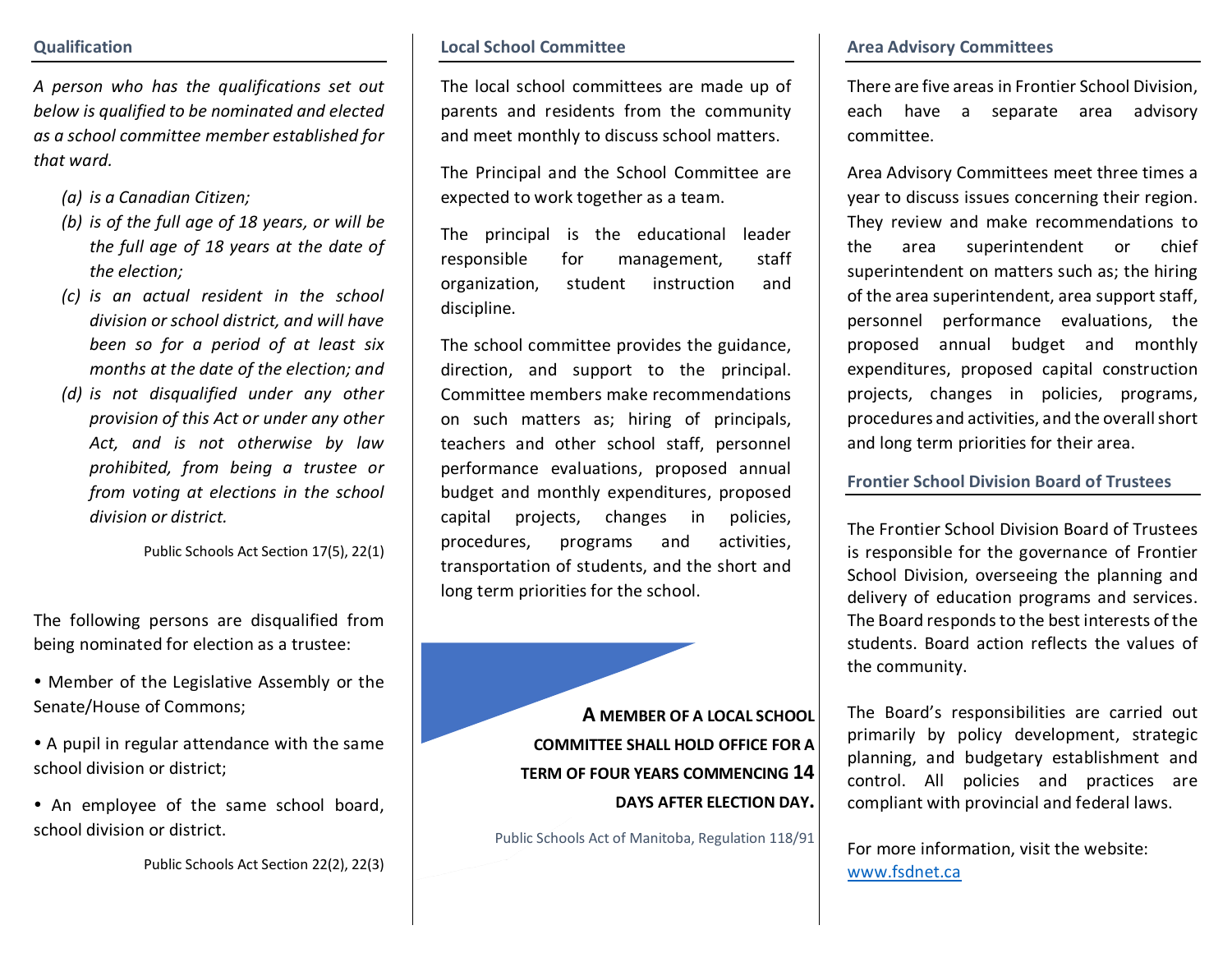## Qualification

*A person who has the qualifications set out below is qualified to be nominated and elected as a school committee member established for that ward.*

*(a) is a Canadian Citizen;*

*(b) is of the full age of 18 years, or will be the full age of 18 years at the date of the election;*

*(c) is an actual resident in the school division or school district, and will have been so for a period of at least six months at the date of the election; and*

*(d) is not disqualified under any other provision of this Act or under any other Act, and is not otherwise by law prohibited, from being a trustee or from voting at elections in the school division or district.*

Public Schools Act Section 17(5), 22(1)

The following persons are disqualified from being nominated for election as a trustee:

- Member of the Legislative Assembly or the Senate/House of Commons;
- A pupil in regular attendance with the same school division or district;
- An employee of the same school board, school division or district.

Public Schools Act Section 22(2), 22(3)

## Local School Committee

The local school committees are made up of parents and residents from the community and meet monthly to discuss school matters.

The Principal and the School Committee are expected to work together as a team.

The principal is the educational leader responsible for management, staff organization, student instruction and discipline.

The school committee provides the guidance, direction, and support to the principal. Committee members make recommendations on such matters as; hiring of principals, teachers and other school staff, personnel performance evaluations, proposed annual budget and monthly expenditures, proposed capital projects, changes in policies, procedures, programs and activities, transportation of students, and the short and long term priorities for the school.

**A MEMBER OF A LOCAL SCHOOL COMMITTEE SHALL HOLD OFFICE FOR A TERM OF FOUR YEARS COMMENCING 14 DAYS AFTER ELECTION DAY.**

Public Schools Act of Manitoba, Regulation 118/91

## Area Advisory Committees

There are five areas in Frontier School Division, each have a separate area advisory committee.

Area Advisory Committees meet three times a year to discuss issues concerning their region. They review and make recommendations to the area superintendent or chief superintendent on matters such as; the hiring of the area superintendent, area support staff, personnel performance evaluations, the proposed annual budget and monthly expenditures, proposed capital construction projects, changes in policies, programs, procedures and activities, and the overall short and long term priorities for their area.

## Frontier School Division Board of Trustees

The Frontier School Division Board of Trustees is responsible for the governance of Frontier School Division, overseeing the planning and delivery of education programs and services. The Board responds to the best interests of the students. Board action reflects the values of the community.

The Board's responsibilities are carried out primarily by policy development, strategic planning, and budgetary establishment and control. All policies and practices are compliant with provincial and federal laws.

For more information, visit the website:
www.fsdnet.ca